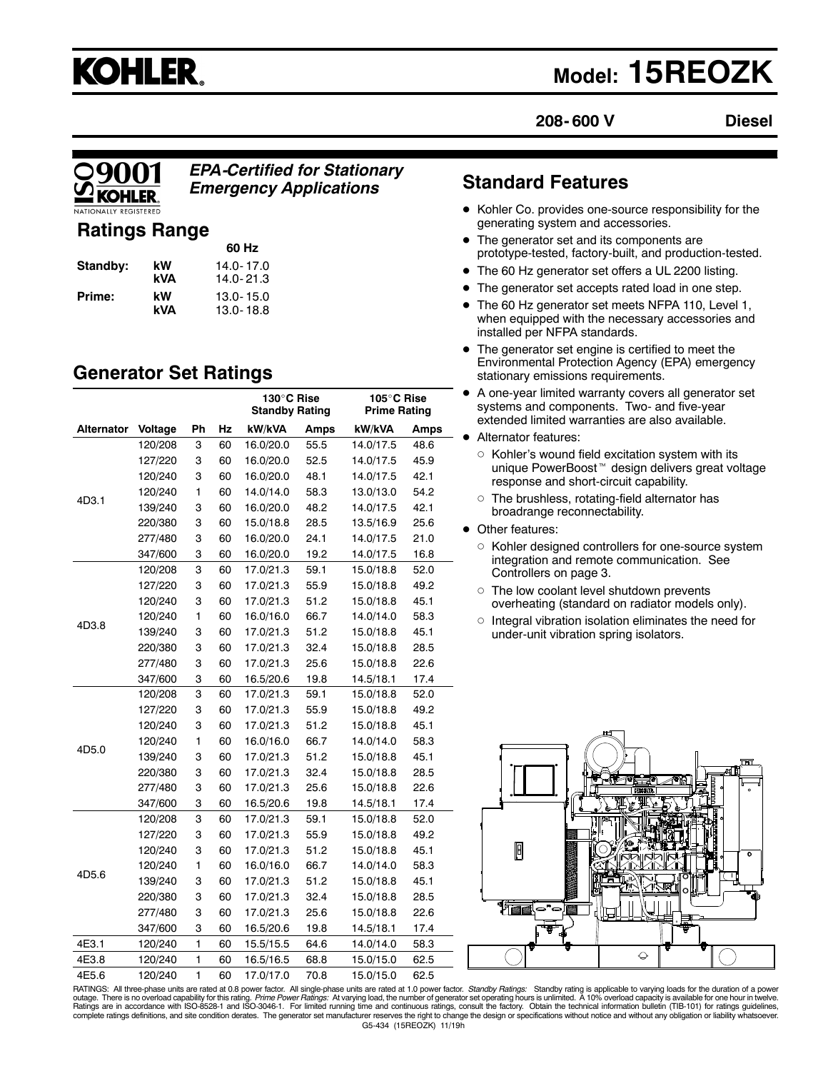# KOHLER

## Model: 15REOZK

**208-600 V** **Diesel**

*EPA-Certified for Stationary Emergency Applications*

## Ratings Range

| | | 60 Hz |
|---|---|---|
| **Standby:** | **kW** | 14.0-17.0 |
| | **kVA** | 14.0-21.3 |
| **Prime:** | **kW** | 13.0-15.0 |
| | **kVA** | 13.0-18.8 |

## Generator Set Ratings

| | | | | 130°C Rise Standby Rating | | 105°C Rise Prime Rating | |
|---|---|---|---|---|---|---|---|
| **Alternator** | **Voltage** | **Ph** | **Hz** | **kW/kVA** | **Amps** | **kW/kVA** | **Amps** |
| 4D3.1 | 120/208 | 3 | 60 | 16.0/20.0 | 55.5 | 14.0/17.5 | 48.6 |
| | 127/220 | 3 | 60 | 16.0/20.0 | 52.5 | 14.0/17.5 | 45.9 |
| | 120/240 | 3 | 60 | 16.0/20.0 | 48.1 | 14.0/17.5 | 42.1 |
| | 120/240 | 1 | 60 | 14.0/14.0 | 58.3 | 13.0/13.0 | 54.2 |
| | 139/240 | 3 | 60 | 16.0/20.0 | 48.2 | 14.0/17.5 | 42.1 |
| | 220/380 | 3 | 60 | 15.0/18.8 | 28.5 | 13.5/16.9 | 25.6 |
| | 277/480 | 3 | 60 | 16.0/20.0 | 24.1 | 14.0/17.5 | 21.0 |
| | 347/600 | 3 | 60 | 16.0/20.0 | 19.2 | 14.0/17.5 | 16.8 |
| 4D3.8 | 120/208 | 3 | 60 | 17.0/21.3 | 59.1 | 15.0/18.8 | 52.0 |
| | 127/220 | 3 | 60 | 17.0/21.3 | 55.9 | 15.0/18.8 | 49.2 |
| | 120/240 | 3 | 60 | 17.0/21.3 | 51.2 | 15.0/18.8 | 45.1 |
| | 120/240 | 1 | 60 | 16.0/16.0 | 66.7 | 14.0/14.0 | 58.3 |
| | 139/240 | 3 | 60 | 17.0/21.3 | 51.2 | 15.0/18.8 | 45.1 |
| | 220/380 | 3 | 60 | 17.0/21.3 | 32.4 | 15.0/18.8 | 28.5 |
| | 277/480 | 3 | 60 | 17.0/21.3 | 25.6 | 15.0/18.8 | 22.6 |
| | 347/600 | 3 | 60 | 16.5/20.6 | 19.8 | 14.5/18.1 | 17.4 |
| 4D5.0 | 120/208 | 3 | 60 | 17.0/21.3 | 59.1 | 15.0/18.8 | 52.0 |
| | 127/220 | 3 | 60 | 17.0/21.3 | 55.9 | 15.0/18.8 | 49.2 |
| | 120/240 | 3 | 60 | 17.0/21.3 | 51.2 | 15.0/18.8 | 45.1 |
| | 120/240 | 1 | 60 | 16.0/16.0 | 66.7 | 14.0/14.0 | 58.3 |
| | 139/240 | 3 | 60 | 17.0/21.3 | 51.2 | 15.0/18.8 | 45.1 |
| | 220/380 | 3 | 60 | 17.0/21.3 | 32.4 | 15.0/18.8 | 28.5 |
| | 277/480 | 3 | 60 | 17.0/21.3 | 25.6 | 15.0/18.8 | 22.6 |
| | 347/600 | 3 | 60 | 16.5/20.6 | 19.8 | 14.5/18.1 | 17.4 |
| 4D5.6 | 120/208 | 3 | 60 | 17.0/21.3 | 59.1 | 15.0/18.8 | 52.0 |
| | 127/220 | 3 | 60 | 17.0/21.3 | 55.9 | 15.0/18.8 | 49.2 |
| | 120/240 | 3 | 60 | 17.0/21.3 | 51.2 | 15.0/18.8 | 45.1 |
| | 120/240 | 1 | 60 | 16.0/16.0 | 66.7 | 14.0/14.0 | 58.3 |
| | 139/240 | 3 | 60 | 17.0/21.3 | 51.2 | 15.0/18.8 | 45.1 |
| | 220/380 | 3 | 60 | 17.0/21.3 | 32.4 | 15.0/18.8 | 28.5 |
| | 277/480 | 3 | 60 | 17.0/21.3 | 25.6 | 15.0/18.8 | 22.6 |
| | 347/600 | 3 | 60 | 16.5/20.6 | 19.8 | 14.5/18.1 | 17.4 |
| 4E3.1 | 120/240 | 1 | 60 | 15.5/15.5 | 64.6 | 14.0/14.0 | 58.3 |
| 4E3.8 | 120/240 | 1 | 60 | 16.5/16.5 | 68.8 | 15.0/15.0 | 62.5 |
| 4E5.6 | 120/240 | 1 | 60 | 17.0/17.0 | 70.8 | 15.0/15.0 | 62.5 |

## Standard Features

- Kohler Co. provides one-source responsibility for the generating system and accessories.
- The generator set and its components are prototype-tested, factory-built, and production-tested.
- The 60 Hz generator set offers a UL 2200 listing.
- The generator set accepts rated load in one step.
- The 60 Hz generator set meets NFPA 110, Level 1, when equipped with the necessary accessories and installed per NFPA standards.
- The generator set engine is certified to meet the Environmental Protection Agency (EPA) emergency stationary emissions requirements.
- A one-year limited warranty covers all generator set systems and components. Two- and five-year extended limited warranties are also available.
- Alternator features:
  - Kohler's wound field excitation system with its unique PowerBoost™ design delivers great voltage response and short-circuit capability.
  - The brushless, rotating-field alternator has broadrange reconnectability.
- Other features:
  - Kohler designed controllers for one-source system integration and remote communication. See Controllers on page 3.
  - The low coolant level shutdown prevents overheating (standard on radiator models only).
  - Integral vibration isolation eliminates the need for under-unit vibration spring isolators.

RATINGS: All three-phase units are rated at 0.8 power factor. All single-phase units are rated at 1.0 power factor. *Standby Ratings:* Standby rating is applicable to varying loads for the duration of a power outage. There is no overload capability for this rating. *Prime Power Ratings:* At varying load, the number of generator set operating hours is unlimited. A 10% overload capacity is available for one hour in twelve. Ratings are in accordance with ISO-8528-1 and ISO-3046-1. For limited running time and continuous ratings, consult the factory. Obtain the technical information bulletin (TIB-101) for ratings guidelines, complete ratings definitions, and site condition derates. The generator set manufacturer reserves the right to change the design or specifications without notice and without any obligation or liability whatsoever.

G5-434 (15REOZK) 11/19h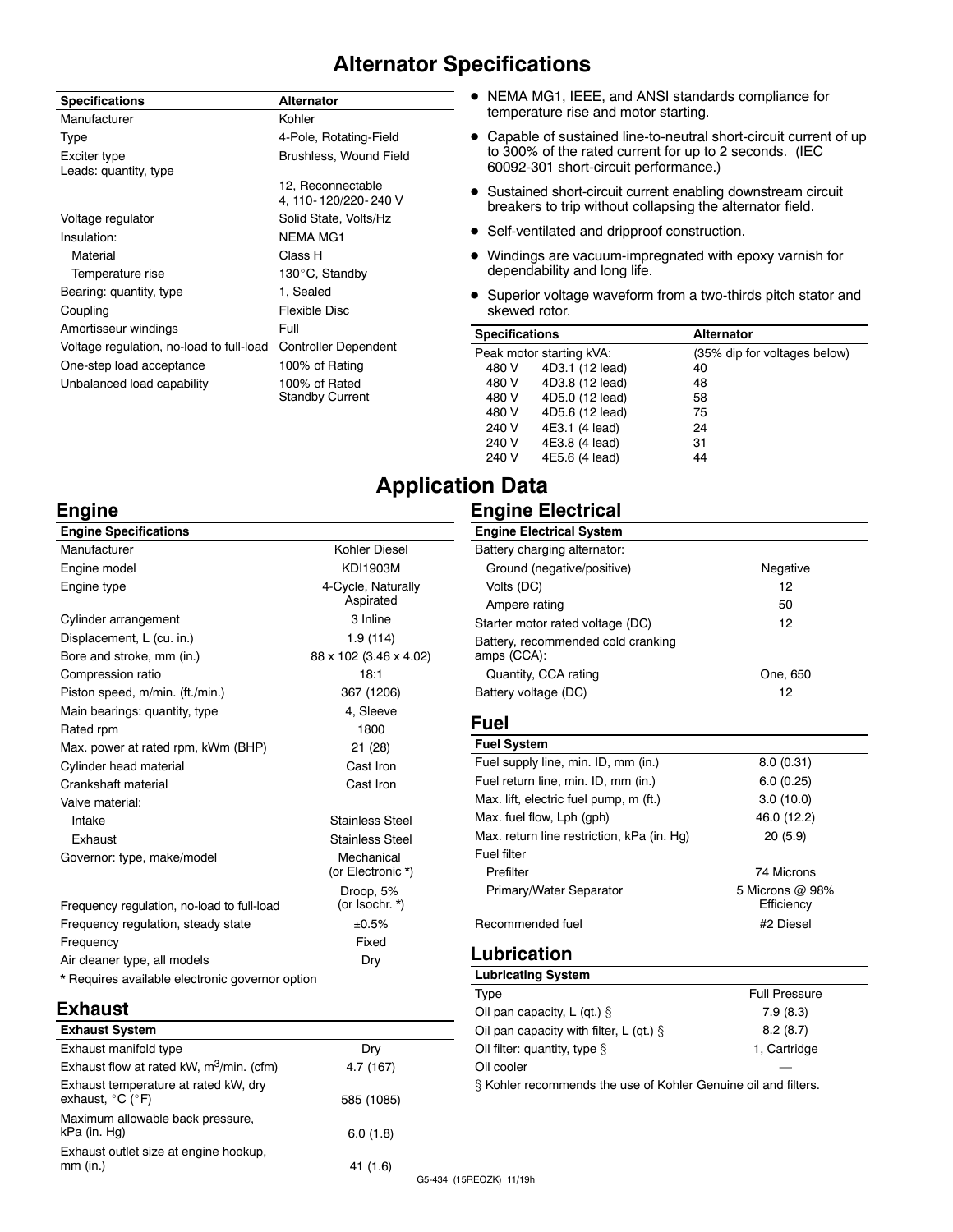# Alternator Specifications

| Specifications | Alternator |
|---|---|
| Manufacturer | Kohler |
| Type | 4-Pole, Rotating-Field |
| Exciter type | Brushless, Wound Field |
| Leads: quantity, type | 12, Reconnectable<br>4, 110-120/220-240 V |
| Voltage regulator | Solid State, Volts/Hz |
| Insulation: | NEMA MG1 |
| Material | Class H |
| Temperature rise | 130°C, Standby |
| Bearing: quantity, type | 1, Sealed |
| Coupling | Flexible Disc |
| Amortisseur windings | Full |
| Voltage regulation, no-load to full-load | Controller Dependent |
| One-step load acceptance | 100% of Rating |
| Unbalanced load capability | 100% of Rated Standby Current |

- NEMA MG1, IEEE, and ANSI standards compliance for temperature rise and motor starting.
- Capable of sustained line-to-neutral short-circuit current of up to 300% of the rated current for up to 2 seconds. (IEC 60092-301 short-circuit performance.)
- Sustained short-circuit current enabling downstream circuit breakers to trip without collapsing the alternator field.
- Self-ventilated and dripproof construction.
- Windings are vacuum-impregnated with epoxy varnish for dependability and long life.
- Superior voltage waveform from a two-thirds pitch stator and skewed rotor.

| Specifications | | Alternator |
|---|---|---|
| Peak motor starting kVA: | | (35% dip for voltages below) |
| 480 V | 4D3.1 (12 lead) | 40 |
| 480 V | 4D3.8 (12 lead) | 48 |
| 480 V | 4D5.0 (12 lead) | 58 |
| 480 V | 4D5.6 (12 lead) | 75 |
| 240 V | 4E3.1 (4 lead) | 24 |
| 240 V | 4E3.8 (4 lead) | 31 |
| 240 V | 4E5.6 (4 lead) | 44 |

# Application Data

## Engine

| Engine Specifications | |
|---|---|
| Manufacturer | Kohler Diesel |
| Engine model | KDI1903M |
| Engine type | 4-Cycle, Naturally Aspirated |
| Cylinder arrangement | 3 Inline |
| Displacement, L (cu. in.) | 1.9 (114) |
| Bore and stroke, mm (in.) | 88 x 102 (3.46 x 4.02) |
| Compression ratio | 18:1 |
| Piston speed, m/min. (ft./min.) | 367 (1206) |
| Main bearings: quantity, type | 4, Sleeve |
| Rated rpm | 1800 |
| Max. power at rated rpm, kWm (BHP) | 21 (28) |
| Cylinder head material | Cast Iron |
| Crankshaft material | Cast Iron |
| Valve material: | |
| Intake | Stainless Steel |
| Exhaust | Stainless Steel |
| Governor: type, make/model | Mechanical (or Electronic *) |
| Frequency regulation, no-load to full-load | Droop, 5% (or Isochr. *) |
| Frequency regulation, steady state | ±0.5% |
| Frequency | Fixed |
| Air cleaner type, all models | Dry |

* Requires available electronic governor option

## Exhaust

| Exhaust System | |
|---|---|
| Exhaust manifold type | Dry |
| Exhaust flow at rated kW, m$^3$/min. (cfm) | 4.7 (167) |
| Exhaust temperature at rated kW, dry exhaust, °C (°F) | 585 (1085) |
| Maximum allowable back pressure, kPa (in. Hg) | 6.0 (1.8) |
| Exhaust outlet size at engine hookup, mm (in.) | 41 (1.6) |

## Engine Electrical

| Engine Electrical System | |
|---|---|
| Battery charging alternator: | |
| Ground (negative/positive) | Negative |
| Volts (DC) | 12 |
| Ampere rating | 50 |
| Starter motor rated voltage (DC) | 12 |
| Battery, recommended cold cranking amps (CCA): | |
| Quantity, CCA rating | One, 650 |
| Battery voltage (DC) | 12 |

## Fuel

| Fuel System | |
|---|---|
| Fuel supply line, min. ID, mm (in.) | 8.0 (0.31) |
| Fuel return line, min. ID, mm (in.) | 6.0 (0.25) |
| Max. lift, electric fuel pump, m (ft.) | 3.0 (10.0) |
| Max. fuel flow, Lph (gph) | 46.0 (12.2) |
| Max. return line restriction, kPa (in. Hg) | 20 (5.9) |
| Fuel filter | |
| Prefilter | 74 Microns |
| Primary/Water Separator | 5 Microns @ 98% Efficiency |
| Recommended fuel | #2 Diesel |

## Lubrication

| Lubricating System | |
|---|---|
| Type | Full Pressure |
| Oil pan capacity, L (qt.) § | 7.9 (8.3) |
| Oil pan capacity with filter, L (qt.) § | 8.2 (8.7) |
| Oil filter: quantity, type § | 1, Cartridge |
| Oil cooler | — |

§ Kohler recommends the use of Kohler Genuine oil and filters.

G5-434 (15REOZK) 11/19h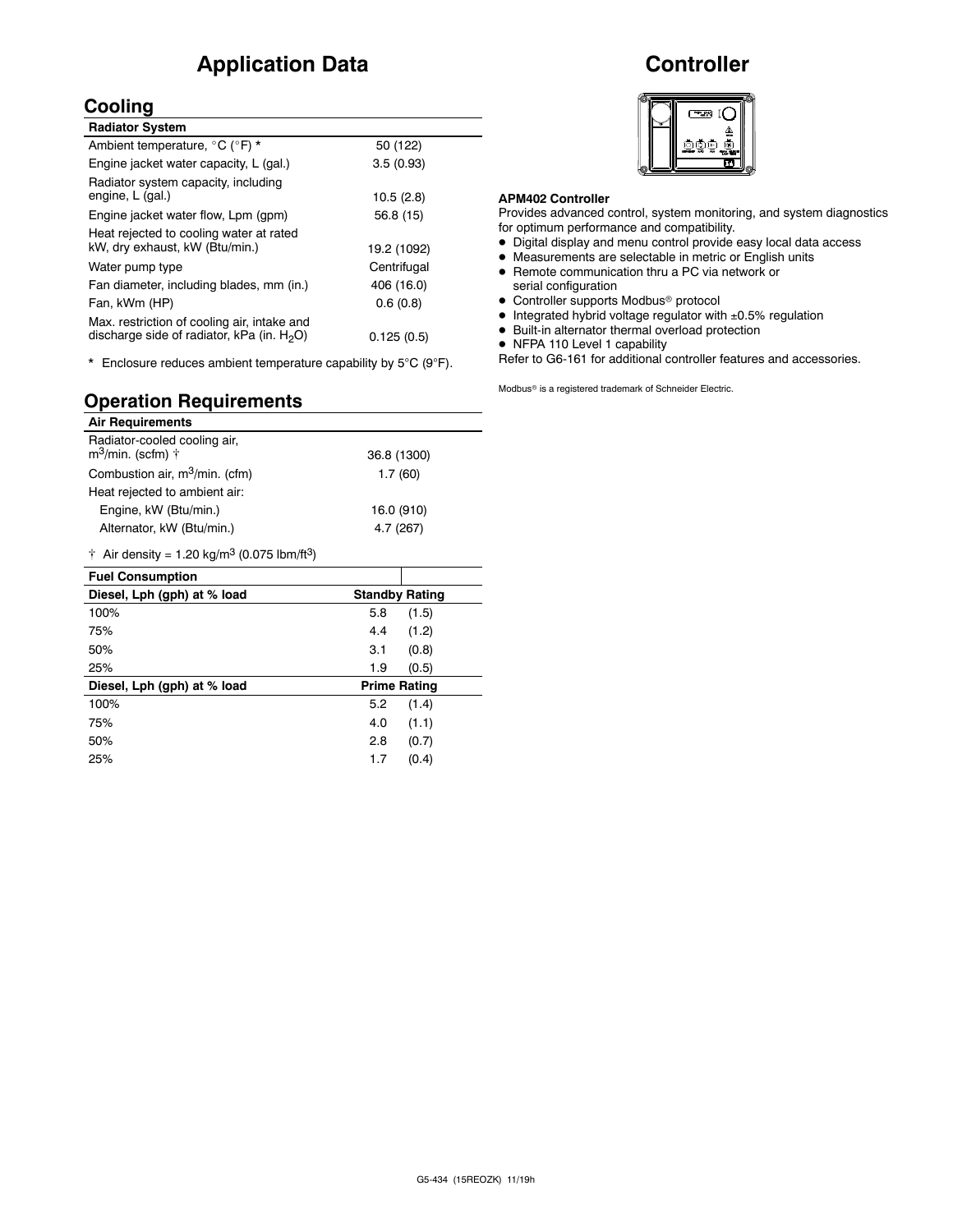# Application Data

## Cooling

| Radiator System | |
|---|---|
| Ambient temperature, °C (°F) * | 50 (122) |
| Engine jacket water capacity, L (gal.) | 3.5 (0.93) |
| Radiator system capacity, including engine, L (gal.) | 10.5 (2.8) |
| Engine jacket water flow, Lpm (gpm) | 56.8 (15) |
| Heat rejected to cooling water at rated kW, dry exhaust, kW (Btu/min.) | 19.2 (1092) |
| Water pump type | Centrifugal |
| Fan diameter, including blades, mm (in.) | 406 (16.0) |
| Fan, kWm (HP) | 0.6 (0.8) |
| Max. restriction of cooling air, intake and discharge side of radiator, kPa (in. $H_2O$) | 0.125 (0.5) |

* Enclosure reduces ambient temperature capability by 5°C (9°F).

## Operation Requirements

| Air Requirements | |
|---|---|
| Radiator-cooled cooling air, $m^3$/min. (scfm) † | 36.8 (1300) |
| Combustion air, $m^3$/min. (cfm) | 1.7 (60) |
| Heat rejected to ambient air: | |
| Engine, kW (Btu/min.) | 16.0 (910) |
| Alternator, kW (Btu/min.) | 4.7 (267) |

† Air density = 1.20 kg/$m^3$ (0.075 lbm/$ft^3$)

| Fuel Consumption | | |
|---|---|---|
| **Diesel, Lph (gph) at % load** | **Standby Rating** | |
| 100% | 5.8 | (1.5) |
| 75% | 4.4 | (1.2) |
| 50% | 3.1 | (0.8) |
| 25% | 1.9 | (0.5) |
| **Diesel, Lph (gph) at % load** | **Prime Rating** | |
| 100% | 5.2 | (1.4) |
| 75% | 4.0 | (1.1) |
| 50% | 2.8 | (0.7) |
| 25% | 1.7 | (0.4) |

# Controller

**APM402 Controller**

Provides advanced control, system monitoring, and system diagnostics for optimum performance and compatibility.

- Digital display and menu control provide easy local data access
- Measurements are selectable in metric or English units
- Remote communication thru a PC via network or serial configuration
- Controller supports Modbus® protocol
- Integrated hybrid voltage regulator with ±0.5% regulation
- Built-in alternator thermal overload protection
- NFPA 110 Level 1 capability

Refer to G6-161 for additional controller features and accessories.

Modbus® is a registered trademark of Schneider Electric.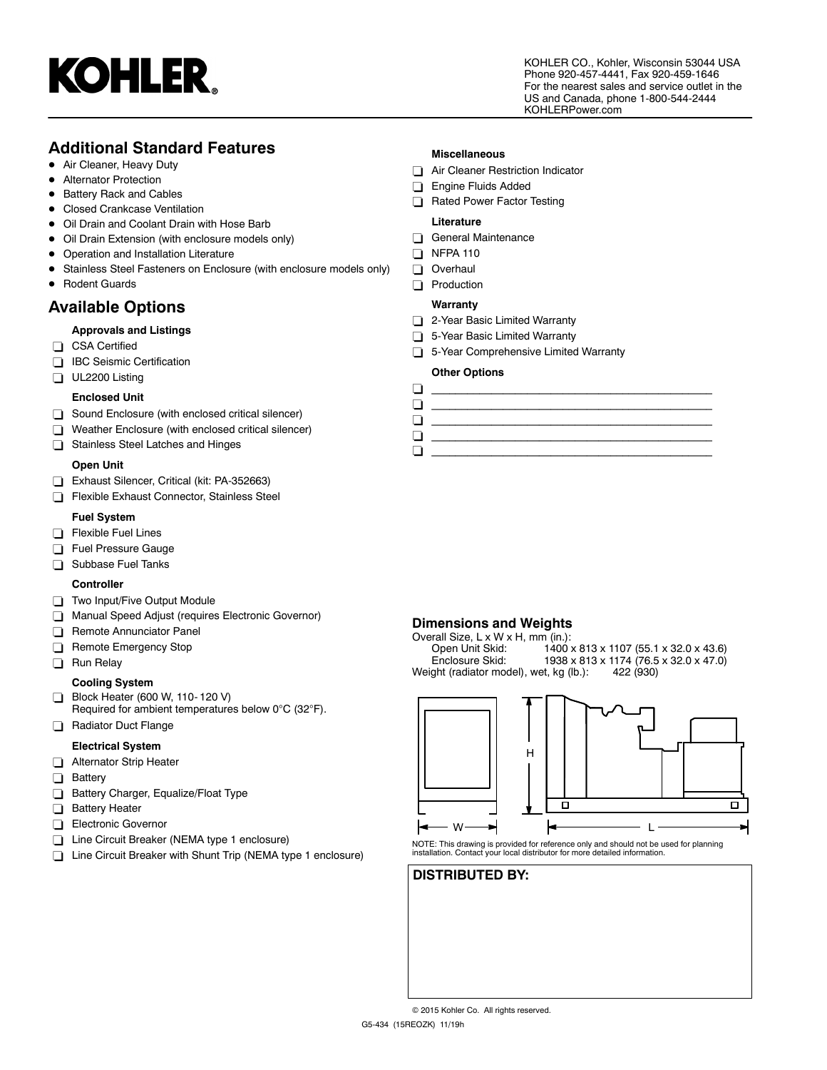KOHLER CO., Kohler, Wisconsin 53044 USA
Phone 920-457-4441, Fax 920-459-1646
For the nearest sales and service outlet in the US and Canada, phone 1-800-544-2444
KOHLERPower.com

## Additional Standard Features

- Air Cleaner, Heavy Duty
- Alternator Protection
- Battery Rack and Cables
- Closed Crankcase Ventilation
- Oil Drain and Coolant Drain with Hose Barb
- Oil Drain Extension (with enclosure models only)
- Operation and Installation Literature
- Stainless Steel Fasteners on Enclosure (with enclosure models only)
- Rodent Guards

## Available Options

**Approvals and Listings**

- ❑ CSA Certified
- ❑ IBC Seismic Certification
- ❑ UL2200 Listing

**Enclosed Unit**

- ❑ Sound Enclosure (with enclosed critical silencer)
- ❑ Weather Enclosure (with enclosed critical silencer)
- ❑ Stainless Steel Latches and Hinges

**Open Unit**

- ❑ Exhaust Silencer, Critical (kit: PA-352663)
- ❑ Flexible Exhaust Connector, Stainless Steel

**Fuel System**

- ❑ Flexible Fuel Lines
- ❑ Fuel Pressure Gauge
- ❑ Subbase Fuel Tanks

**Controller**

- ❑ Two Input/Five Output Module
- ❑ Manual Speed Adjust (requires Electronic Governor)
- ❑ Remote Annunciator Panel
- ❑ Remote Emergency Stop
- ❑ Run Relay

**Cooling System**

- ❑ Block Heater (600 W, 110- 120 V) Required for ambient temperatures below 0°C (32°F).
- ❑ Radiator Duct Flange

**Electrical System**

- ❑ Alternator Strip Heater
- ❑ Battery
- ❑ Battery Charger, Equalize/Float Type
- ❑ Battery Heater
- ❑ Electronic Governor
- ❑ Line Circuit Breaker (NEMA type 1 enclosure)
- ❑ Line Circuit Breaker with Shunt Trip (NEMA type 1 enclosure)

**Miscellaneous**

- ❑ Air Cleaner Restriction Indicator
- ❑ Engine Fluids Added
- ❑ Rated Power Factor Testing

**Literature**

- ❑ General Maintenance
- ❑ NFPA 110
- ❑ Overhaul
- ❑ Production

**Warranty**

- ❑ 2-Year Basic Limited Warranty
- ❑ 5-Year Basic Limited Warranty
- ❑ 5-Year Comprehensive Limited Warranty

**Other Options**

- ❑ ____________________________________________
- ❑ ____________________________________________
- ❑ ____________________________________________
- ❑ ____________________________________________
- ❑ ____________________________________________

## Dimensions and Weights

Overall Size, L x W x H, mm (in.):
Open Unit Skid: 1400 x 813 x 1107 (55.1 x 32.0 x 43.6)
Enclosure Skid: 1938 x 813 x 1174 (76.5 x 32.0 x 47.0)
Weight (radiator model), wet, kg (lb.): 422 (930)

H
W
L

NOTE: This drawing is provided for reference only and should not be used for planning installation. Contact your local distributor for more detailed information.

**DISTRIBUTED BY:**

© 2015 Kohler Co. All rights reserved.

G5-434 (15REOZK) 11/19h